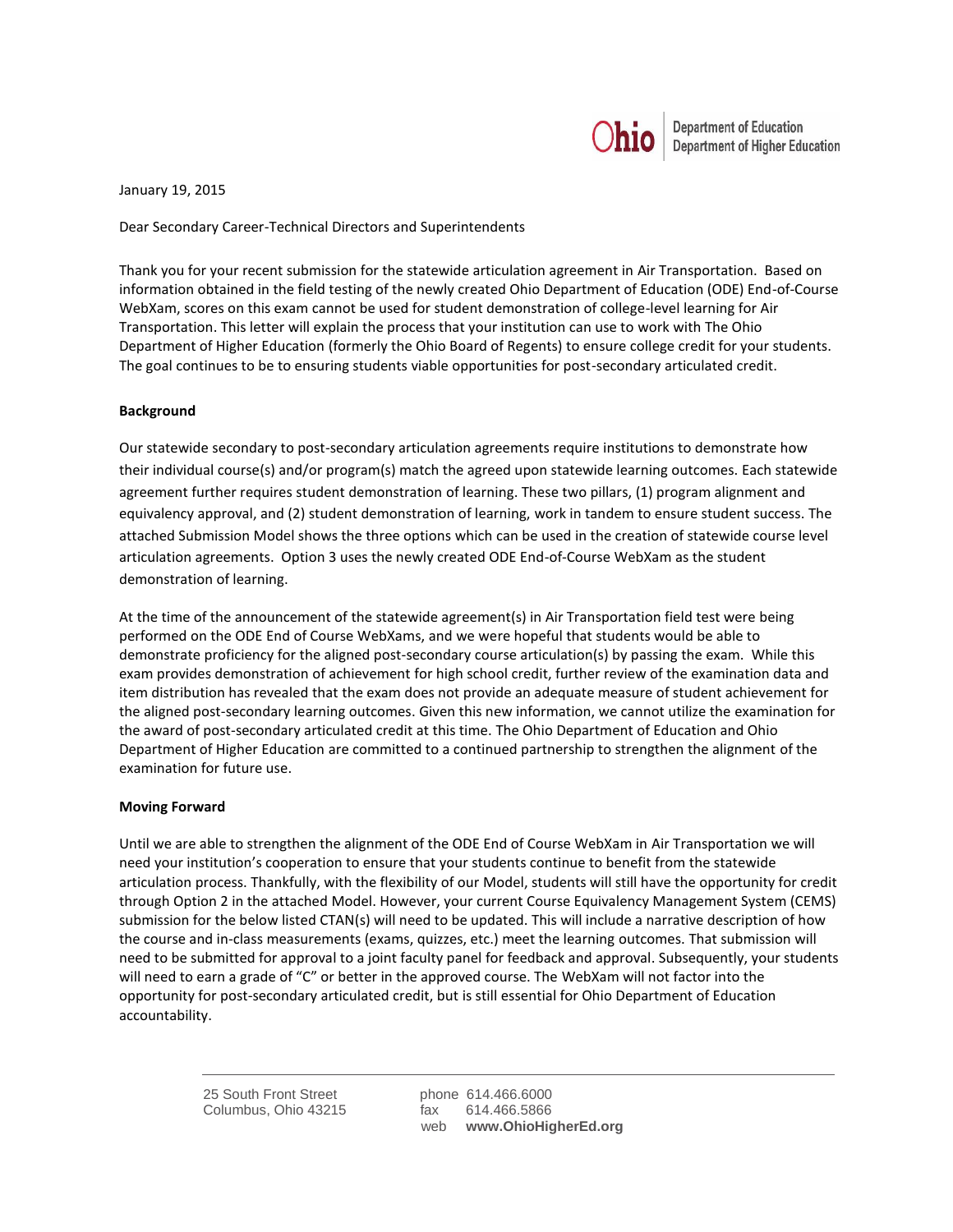Ohio | Department of Education
Department of Higher Education

January 19, 2015

Dear Secondary Career-Technical Directors and Superintendents

Thank you for your recent submission for the statewide articulation agreement in Air Transportation. Based on information obtained in the field testing of the newly created Ohio Department of Education (ODE) End-of-Course WebXam, scores on this exam cannot be used for student demonstration of college-level learning for Air Transportation. This letter will explain the process that your institution can use to work with The Ohio Department of Higher Education (formerly the Ohio Board of Regents) to ensure college credit for your students. The goal continues to be to ensuring students viable opportunities for post-secondary articulated credit.

**Background**

Our statewide secondary to post-secondary articulation agreements require institutions to demonstrate how their individual course(s) and/or program(s) match the agreed upon statewide learning outcomes. Each statewide agreement further requires student demonstration of learning. These two pillars, (1) program alignment and equivalency approval, and (2) student demonstration of learning, work in tandem to ensure student success. The attached Submission Model shows the three options which can be used in the creation of statewide course level articulation agreements. Option 3 uses the newly created ODE End-of-Course WebXam as the student demonstration of learning.

At the time of the announcement of the statewide agreement(s) in Air Transportation field test were being performed on the ODE End of Course WebXams, and we were hopeful that students would be able to demonstrate proficiency for the aligned post-secondary course articulation(s) by passing the exam. While this exam provides demonstration of achievement for high school credit, further review of the examination data and item distribution has revealed that the exam does not provide an adequate measure of student achievement for the aligned post-secondary learning outcomes. Given this new information, we cannot utilize the examination for the award of post-secondary articulated credit at this time. The Ohio Department of Education and Ohio Department of Higher Education are committed to a continued partnership to strengthen the alignment of the examination for future use.

**Moving Forward**

Until we are able to strengthen the alignment of the ODE End of Course WebXam in Air Transportation we will need your institution's cooperation to ensure that your students continue to benefit from the statewide articulation process. Thankfully, with the flexibility of our Model, students will still have the opportunity for credit through Option 2 in the attached Model. However, your current Course Equivalency Management System (CEMS) submission for the below listed CTAN(s) will need to be updated. This will include a narrative description of how the course and in-class measurements (exams, quizzes, etc.) meet the learning outcomes. That submission will need to be submitted for approval to a joint faculty panel for feedback and approval. Subsequently, your students will need to earn a grade of "C" or better in the approved course. The WebXam will not factor into the opportunity for post-secondary articulated credit, but is still essential for Ohio Department of Education accountability.

25 South Front Street
Columbus, Ohio 43215

phone 614.466.6000
fax 614.466.5866
web **www.OhioHigherEd.org**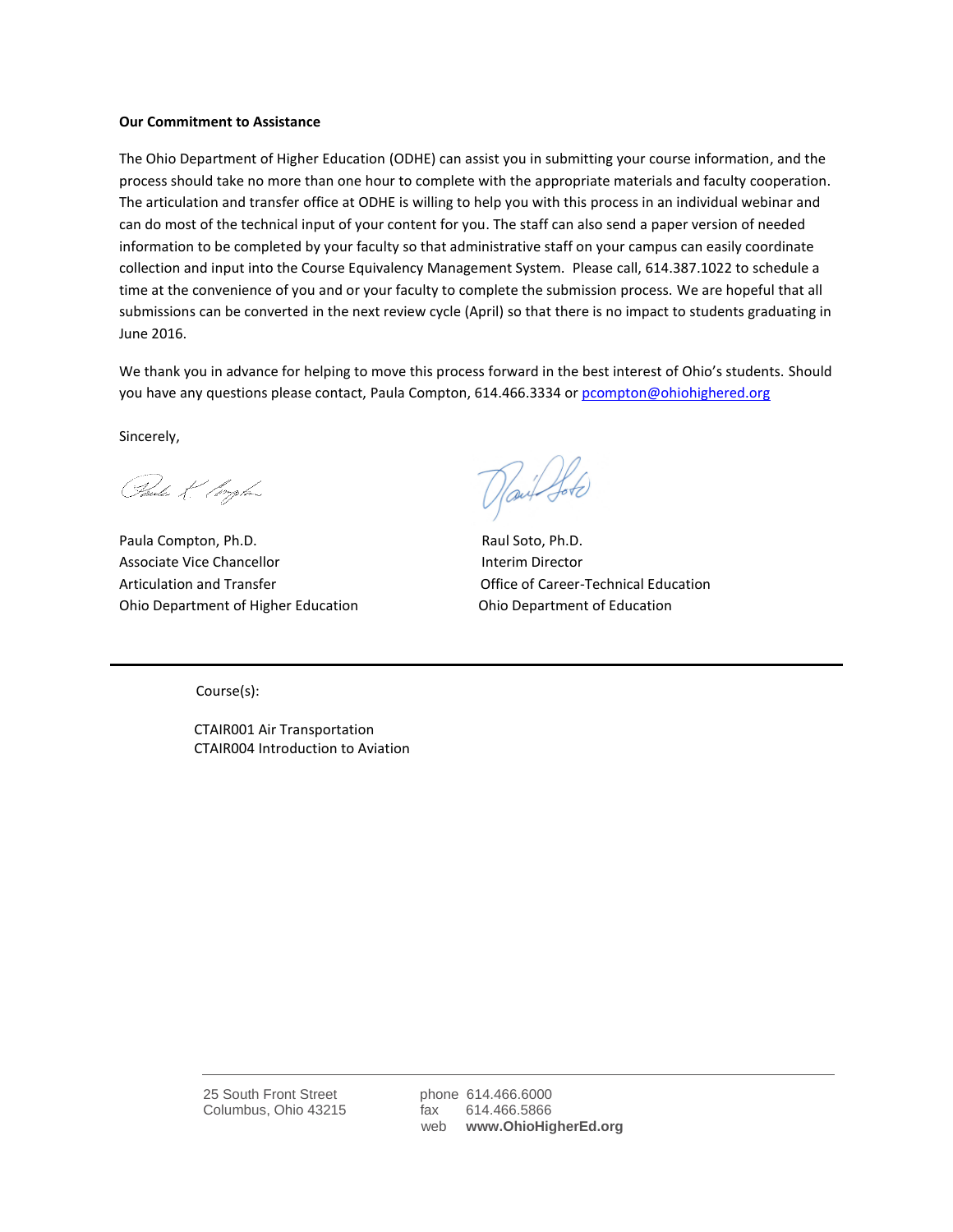**Our Commitment to Assistance**

The Ohio Department of Higher Education (ODHE) can assist you in submitting your course information, and the process should take no more than one hour to complete with the appropriate materials and faculty cooperation. The articulation and transfer office at ODHE is willing to help you with this process in an individual webinar and can do most of the technical input of your content for you. The staff can also send a paper version of needed information to be completed by your faculty so that administrative staff on your campus can easily coordinate collection and input into the Course Equivalency Management System. Please call, 614.387.1022 to schedule a time at the convenience of you and or your faculty to complete the submission process. We are hopeful that all submissions can be converted in the next review cycle (April) so that there is no impact to students graduating in June 2016.

We thank you in advance for helping to move this process forward in the best interest of Ohio's students. Should you have any questions please contact, Paula Compton, 614.466.3334 or pcompton@ohiohighered.org

Sincerely,

Paula Compton, Ph.D.
Associate Vice Chancellor
Articulation and Transfer
Ohio Department of Higher Education

Raul Soto, Ph.D.
Interim Director
Office of Career-Technical Education
Ohio Department of Education

---

Course(s):

CTAIR001 Air Transportation
CTAIR004 Introduction to Aviation

---

25 South Front Street
Columbus, Ohio 43215

phone 614.466.6000
fax 614.466.5866
web **www.OhioHigherEd.org**